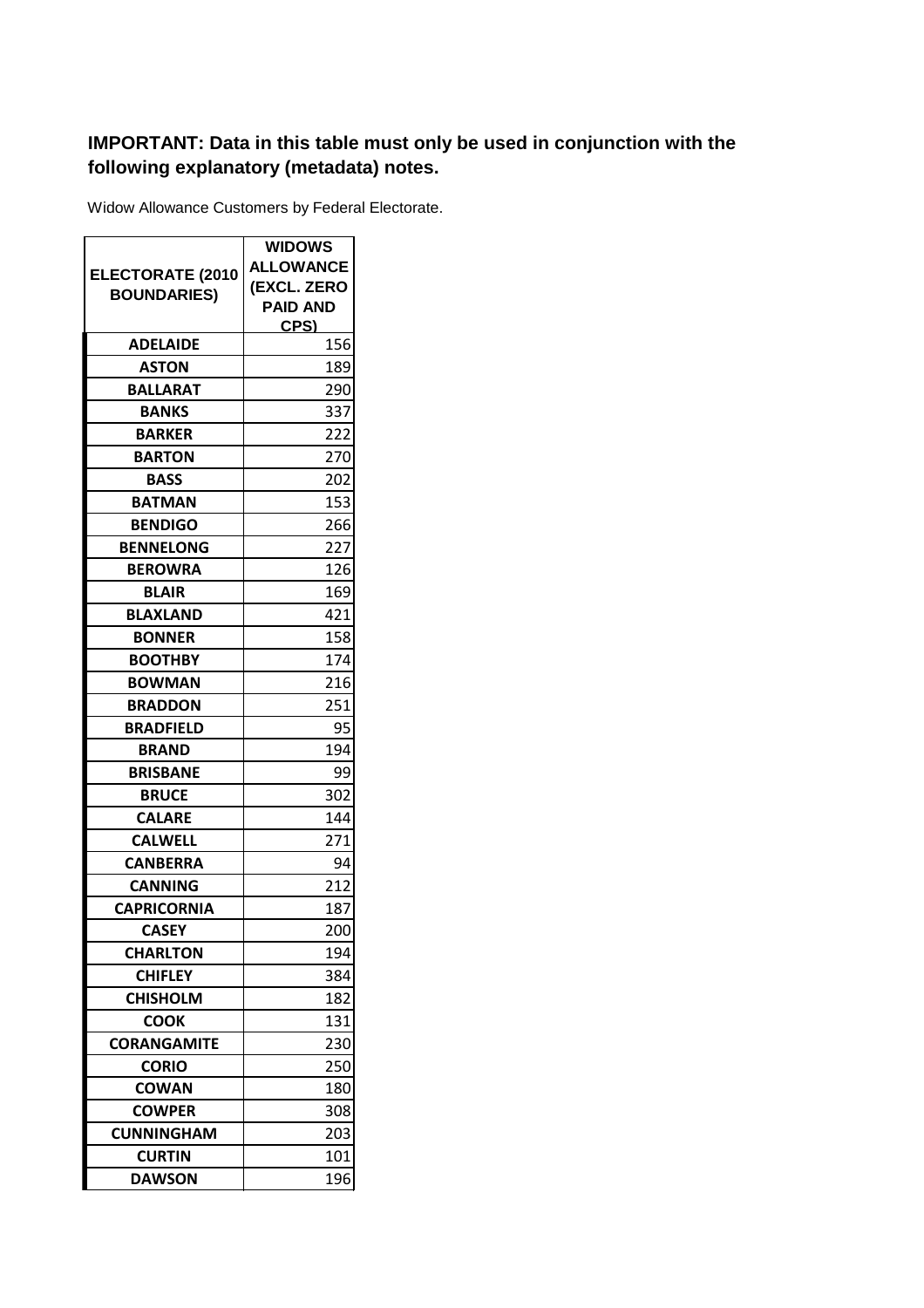**IMPORTANT: Data in this table must only be used in conjunction with the following explanatory (metadata) notes.**

Widow Allowance Customers by Federal Electorate.

| ELECTORATE (2010 BOUNDARIES) | WIDOWS ALLOWANCE (EXCL. ZERO PAID AND CPS) |
|---|---|
| ADELAIDE | 156 |
| ASTON | 189 |
| BALLARAT | 290 |
| BANKS | 337 |
| BARKER | 222 |
| BARTON | 270 |
| BASS | 202 |
| BATMAN | 153 |
| BENDIGO | 266 |
| BENNELONG | 227 |
| BEROWRA | 126 |
| BLAIR | 169 |
| BLAXLAND | 421 |
| BONNER | 158 |
| BOOTHBY | 174 |
| BOWMAN | 216 |
| BRADDON | 251 |
| BRADFIELD | 95 |
| BRAND | 194 |
| BRISBANE | 99 |
| BRUCE | 302 |
| CALARE | 144 |
| CALWELL | 271 |
| CANBERRA | 94 |
| CANNING | 212 |
| CAPRICORNIA | 187 |
| CASEY | 200 |
| CHARLTON | 194 |
| CHIFLEY | 384 |
| CHISHOLM | 182 |
| COOK | 131 |
| CORANGAMITE | 230 |
| CORIO | 250 |
| COWAN | 180 |
| COWPER | 308 |
| CUNNINGHAM | 203 |
| CURTIN | 101 |
| DAWSON | 196 |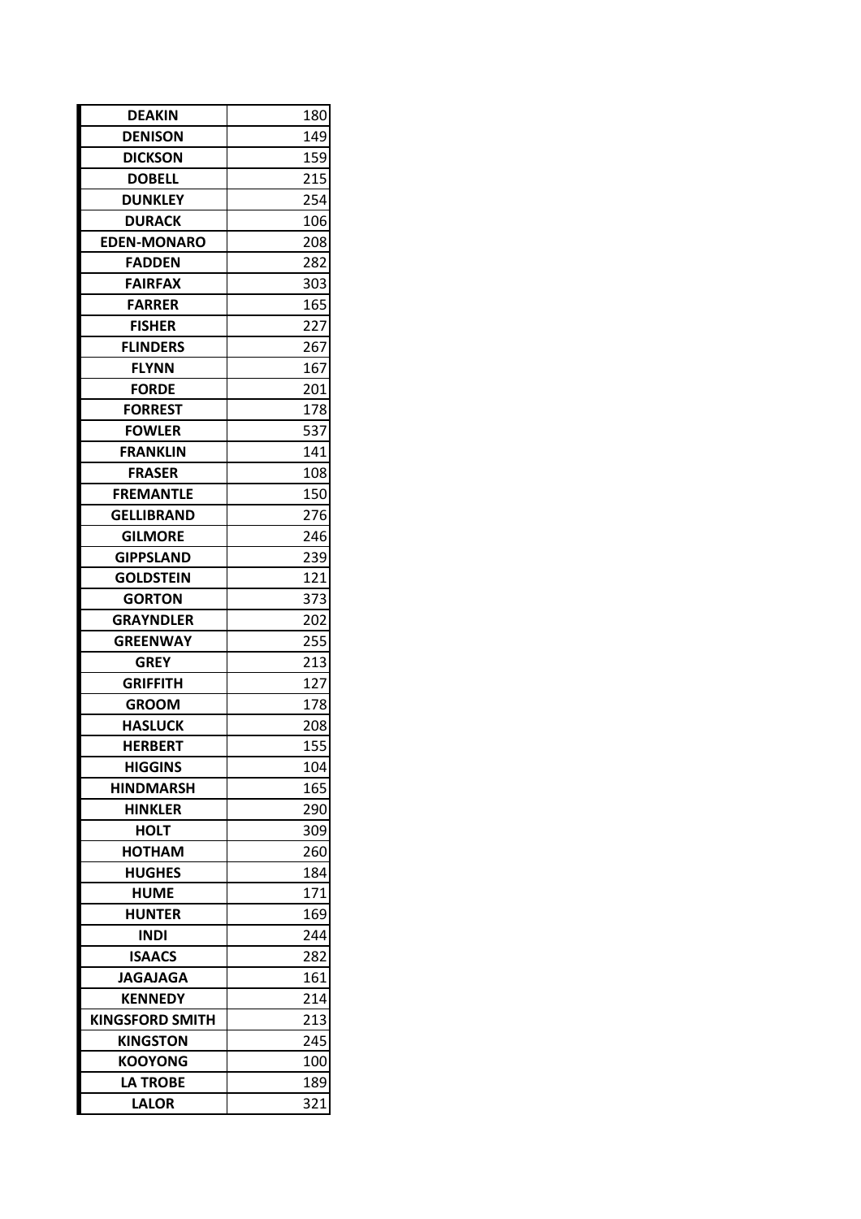| DEAKIN | 180 |
|---|---|
| DENISON | 149 |
| DICKSON | 159 |
| DOBELL | 215 |
| DUNKLEY | 254 |
| DURACK | 106 |
| EDEN-MONARO | 208 |
| FADDEN | 282 |
| FAIRFAX | 303 |
| FARRER | 165 |
| FISHER | 227 |
| FLINDERS | 267 |
| FLYNN | 167 |
| FORDE | 201 |
| FORREST | 178 |
| FOWLER | 537 |
| FRANKLIN | 141 |
| FRASER | 108 |
| FREMANTLE | 150 |
| GELLIBRAND | 276 |
| GILMORE | 246 |
| GIPPSLAND | 239 |
| GOLDSTEIN | 121 |
| GORTON | 373 |
| GRAYNDLER | 202 |
| GREENWAY | 255 |
| GREY | 213 |
| GRIFFITH | 127 |
| GROOM | 178 |
| HASLUCK | 208 |
| HERBERT | 155 |
| HIGGINS | 104 |
| HINDMARSH | 165 |
| HINKLER | 290 |
| HOLT | 309 |
| HOTHAM | 260 |
| HUGHES | 184 |
| HUME | 171 |
| HUNTER | 169 |
| INDI | 244 |
| ISAACS | 282 |
| JAGAJAGA | 161 |
| KENNEDY | 214 |
| KINGSFORD SMITH | 213 |
| KINGSTON | 245 |
| KOOYONG | 100 |
| LA TROBE | 189 |
| LALOR | 321 |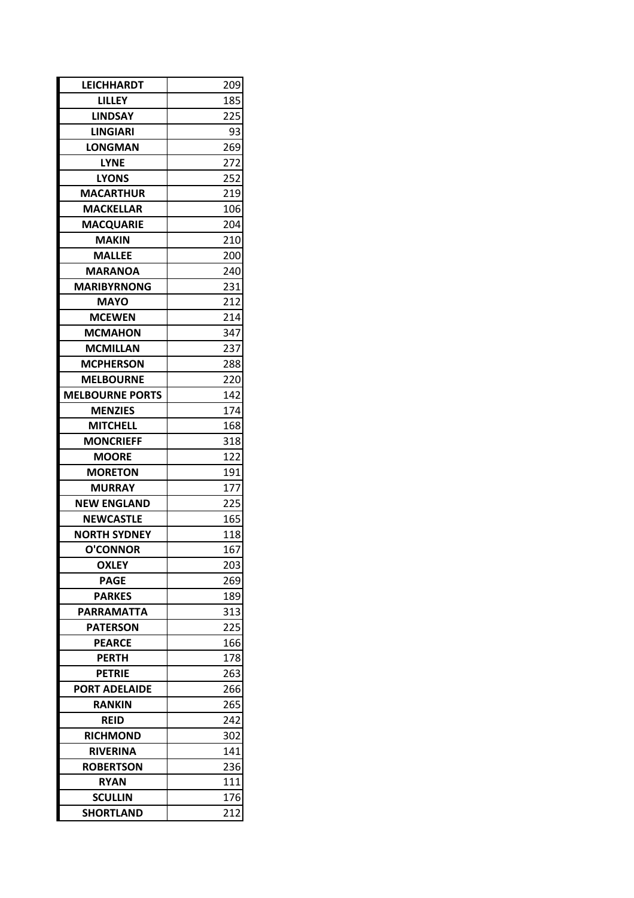| LEICHHARDT | 209 |
|---|---|
| LILLEY | 185 |
| LINDSAY | 225 |
| LINGIARI | 93 |
| LONGMAN | 269 |
| LYNE | 272 |
| LYONS | 252 |
| MACARTHUR | 219 |
| MACKELLAR | 106 |
| MACQUARIE | 204 |
| MAKIN | 210 |
| MALLEE | 200 |
| MARANOA | 240 |
| MARIBYRNONG | 231 |
| MAYO | 212 |
| MCEWEN | 214 |
| MCMAHON | 347 |
| MCMILLAN | 237 |
| MCPHERSON | 288 |
| MELBOURNE | 220 |
| MELBOURNE PORTS | 142 |
| MENZIES | 174 |
| MITCHELL | 168 |
| MONCRIEFF | 318 |
| MOORE | 122 |
| MORETON | 191 |
| MURRAY | 177 |
| NEW ENGLAND | 225 |
| NEWCASTLE | 165 |
| NORTH SYDNEY | 118 |
| O'CONNOR | 167 |
| OXLEY | 203 |
| PAGE | 269 |
| PARKES | 189 |
| PARRAMATTA | 313 |
| PATERSON | 225 |
| PEARCE | 166 |
| PERTH | 178 |
| PETRIE | 263 |
| PORT ADELAIDE | 266 |
| RANKIN | 265 |
| REID | 242 |
| RICHMOND | 302 |
| RIVERINA | 141 |
| ROBERTSON | 236 |
| RYAN | 111 |
| SCULLIN | 176 |
| SHORTLAND | 212 |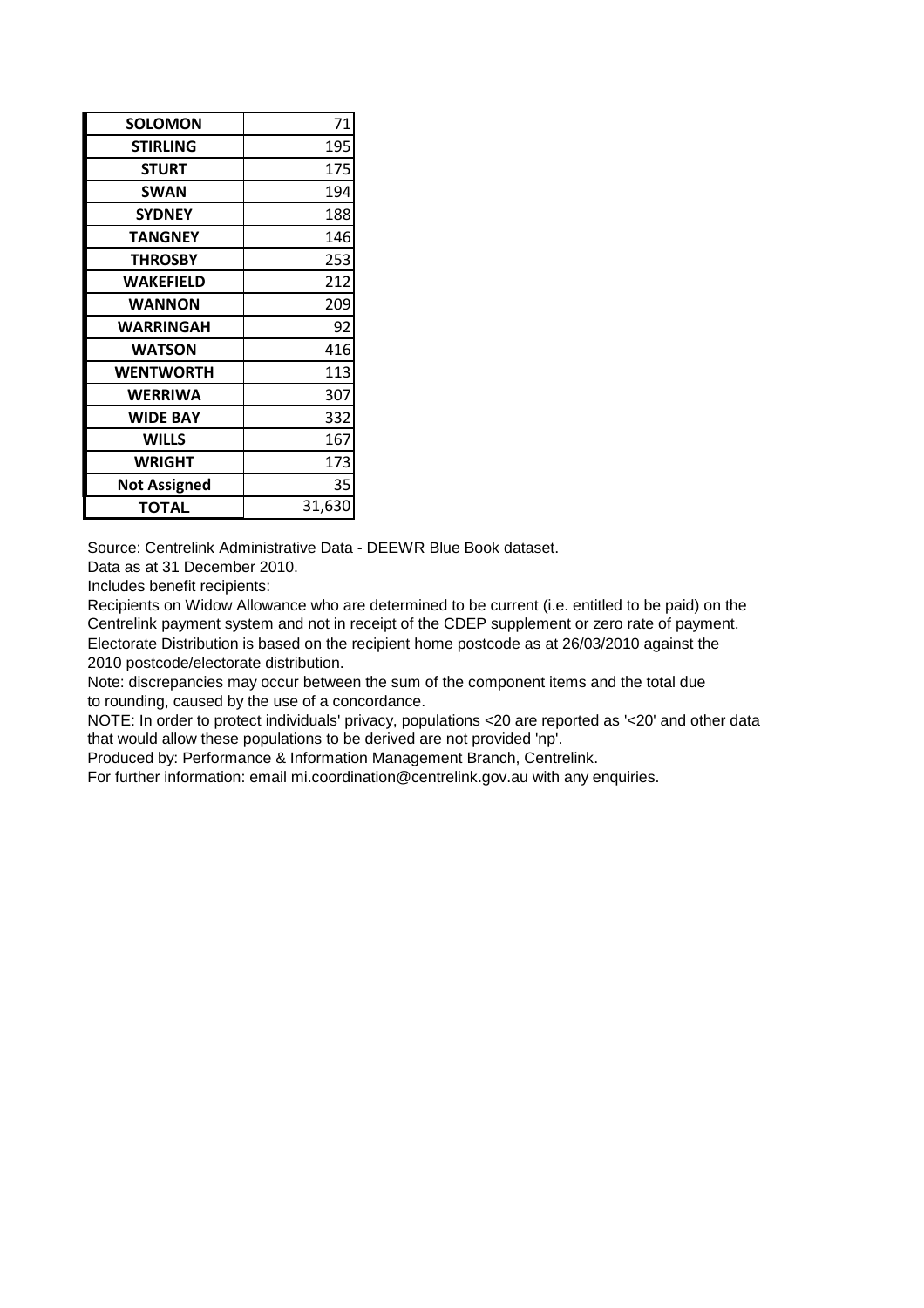| | |
|---|---|
| SOLOMON | 71 |
| STIRLING | 195 |
| STURT | 175 |
| SWAN | 194 |
| SYDNEY | 188 |
| TANGNEY | 146 |
| THROSBY | 253 |
| WAKEFIELD | 212 |
| WANNON | 209 |
| WARRINGAH | 92 |
| WATSON | 416 |
| WENTWORTH | 113 |
| WERRIWA | 307 |
| WIDE BAY | 332 |
| WILLS | 167 |
| WRIGHT | 173 |
| Not Assigned | 35 |
| TOTAL | 31,630 |

Source: Centrelink Administrative Data - DEEWR Blue Book dataset.

Data as at 31 December 2010.

Includes benefit recipients:

Recipients on Widow Allowance who are determined to be current (i.e. entitled to be paid) on the Centrelink payment system and not in receipt of the CDEP supplement or zero rate of payment.

Electorate Distribution is based on the recipient home postcode as at 26/03/2010 against the 2010 postcode/electorate distribution.

Note: discrepancies may occur between the sum of the component items and the total due to rounding, caused by the use of a concordance.

NOTE: In order to protect individuals' privacy, populations <20 are reported as '<20' and other data that would allow these populations to be derived are not provided 'np'.

Produced by: Performance & Information Management Branch, Centrelink.

For further information: email mi.coordination@centrelink.gov.au with any enquiries.